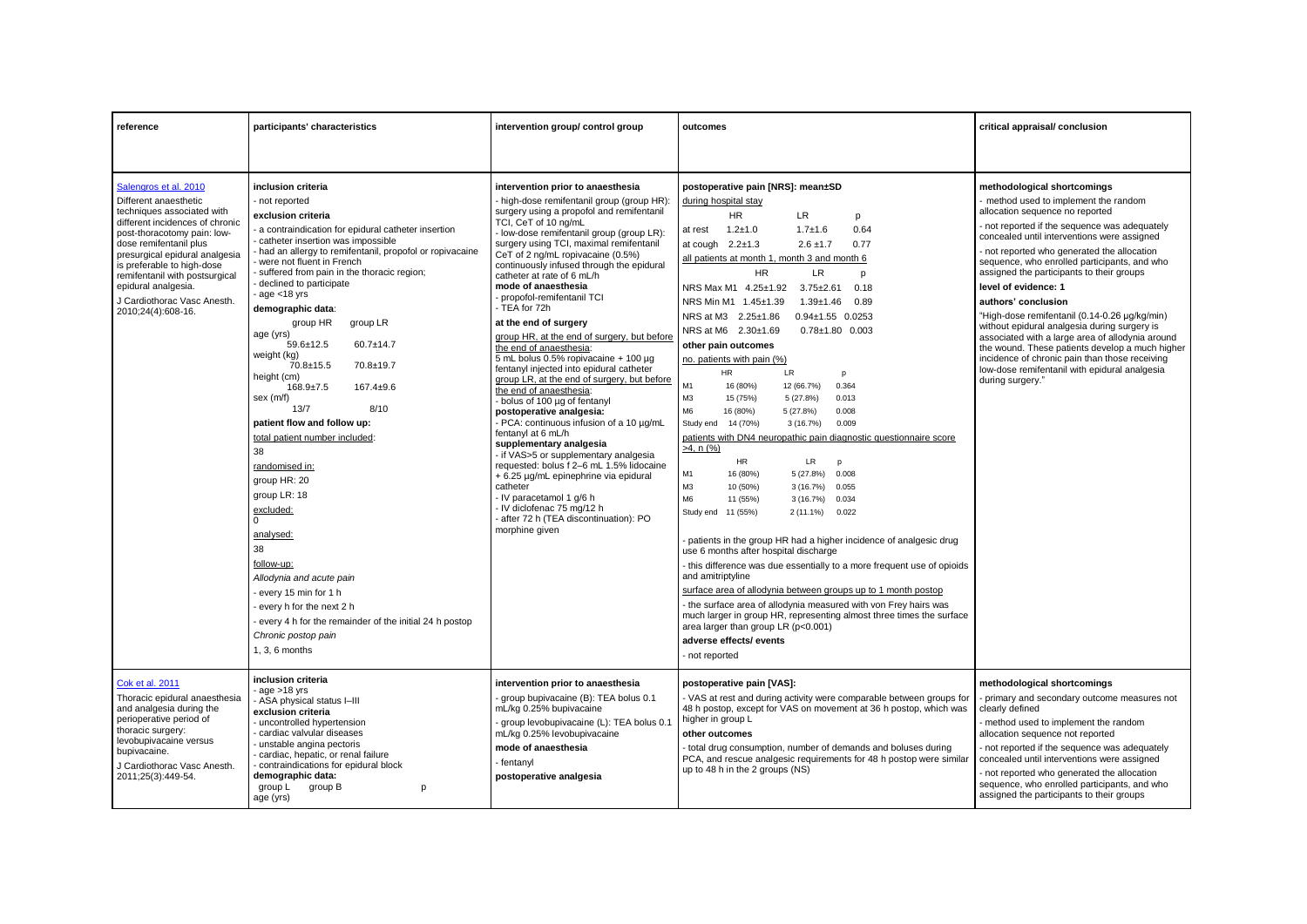| reference | participants' characteristics | intervention group/ control group | outcomes | critical appraisal/ conclusion |
|---|---|---|---|---|
| Salengros et al. 2010<br>Different anaesthetic techniques associated with different incidences of chronic post-thoracotomy pain: low-dose remifentanil plus presurgical epidural analgesia is preferable to high-dose remifentanil with postsurgical epidural analgesia.<br>J Cardiothorac Vasc Anesth. 2010;24(4):608-16. | **inclusion criteria**<br>- not reported<br>**exclusion criteria**<br>- a contraindication for epidural catheter insertion<br>- catheter insertion was impossible<br>- had an allergy to remifentanil, propofol or ropivacaine<br>- were not fluent in French<br>- suffered from pain in the thoracic region;<br>- declined to participate<br>- age <18 yrs<br>**demographic data**:<br>group HR / group LR<br>age (yrs)<br>59.6±12.5 / 60.7±14.7<br>weight (kg)<br>70.8±15.5 / 70.8±19.7<br>height (cm)<br>168.9±7.5 / 167.4±9.6<br>sex (m/f)<br>13/7 / 8/10<br>**patient flow and follow up:**<br>total patient number included:<br>38<br>randomised in:<br>group HR: 20<br>group LR: 18<br>excluded:<br>0<br>analysed:<br>38<br>follow-up:<br>*Allodynia and acute pain*<br>- every 15 min for 1 h<br>- every h for the next 2 h<br>- every 4 h for the remainder of the initial 24 h postop<br>*Chronic postop pain*<br>1, 3, 6 months | **intervention prior to anaesthesia**<br>- high-dose remifentanil group (group HR): surgery using a propofol and remifentanil TCI, CeT of 10 ng/mL<br>- low-dose remifentanil group (group LR): surgery using TCI, maximal remifentanil CeT of 2 ng/mL ropivacaine (0.5%) continuously infused through the epidural catheter at rate of 6 mL/h<br>**mode of anaesthesia**<br>- propofol-remifentanil TCI<br>- TEA for 72h<br>**at the end of surgery**<br>group HR, at the end of surgery, but before the end of anaesthesia:<br>5 mL bolus 0.5% ropivacaine + 100 µg fentanyl injected into epidural catheter<br>group LR, at the end of surgery, but before the end of anaesthesia:<br>- bolus of 100 µg of fentanyl<br>**postoperative analgesia:**<br>- PCA: continuous infusion of a 10 µg/mL fentanyl at 6 mL/h<br>**supplementary analgesia**<br>- if VAS>5 or supplementary analgesia requested: bolus f 2–6 mL 1.5% lidocaine + 6.25 µg/mL epinephrine via epidural catheter<br>- IV paracetamol 1 g/6 h<br>- IV diclofenac 75 mg/12 h<br>- after 72 h (TEA discontinuation): PO morphine given | **postoperative pain [NRS]: mean±SD**<br>during hospital stay<br>HR / LR / p<br>at rest 1.2±1.0 / 1.7±1.6 / 0.64<br>at cough 2.2±1.3 / 2.6 ±1.7 / 0.77<br>all patients at month 1, month 3 and month 6<br>HR / LR / p<br>NRS Max M1 4.25±1.92 / 3.75±2.61 / 0.18<br>NRS Min M1 1.45±1.39 / 1.39±1.46 / 0.89<br>NRS at M3 2.25±1.86 / 0.94±1.55 / 0.0253<br>NRS at M6 2.30±1.69 / 0.78±1.80 / 0.003<br>**other pain outcomes**<br>no. patients with pain (%)<br>HR / LR / p<br>M1 16 (80%) / 12 (66.7%) / 0.364<br>M3 15 (75%) / 5 (27.8%) / 0.013<br>M6 16 (80%) / 5 (27.8%) / 0.008<br>Study end 14 (70%) / 3 (16.7%) / 0.009<br>patients with DN4 neuropathic pain diagnostic questionnaire score >4, n (%)<br>HR / LR / p<br>M1 16 (80%) / 5 (27.8%) / 0.008<br>M3 10 (50%) / 3 (16.7%) / 0.055<br>M6 11 (55%) / 3 (16.7%) / 0.034<br>Study end 11 (55%) / 2 (11.1%) / 0.022<br>- patients in the group HR had a higher incidence of analgesic drug use 6 months after hospital discharge<br>- this difference was due essentially to a more frequent use of opioids and amitriptyline<br>surface area of allodynia between groups up to 1 month postop<br>- the surface area of allodynia measured with von Frey hairs was much larger in group HR, representing almost three times the surface area larger than group LR (p<0.001)<br>**adverse effects/ events**<br>- not reported | **methodological shortcomings**<br>- method used to implement the random allocation sequence no reported<br>- not reported if the sequence was adequately concealed until interventions were assigned<br>- not reported who generated the allocation sequence, who enrolled participants, and who assigned the participants to their groups<br>**level of evidence: 1**<br>**authors' conclusion**<br>"High-dose remifentanil (0.14-0.26 µg/kg/min) without epidural analgesia during surgery is associated with a large area of allodynia around the wound. These patients develop a much higher incidence of chronic pain than those receiving low-dose remifentanil with epidural analgesia during surgery." |
| Cok et al. 2011<br>Thoracic epidural anaesthesia and analgesia during the perioperative period of thoracic surgery: levobupivacaine versus bupivacaine.<br>J Cardiothorac Vasc Anesth. 2011;25(3):449-54. | **inclusion criteria**<br>- age >18 yrs<br>- ASA physical status I–III<br>**exclusion criteria**<br>- uncontrolled hypertension<br>- cardiac valvular diseases<br>- unstable angina pectoris<br>- cardiac, hepatic, or renal failure<br>- contraindications for epidural block<br>**demographic data:**<br>group L / group B / p<br>age (yrs) | **intervention prior to anaesthesia**<br>- group bupivacaine (B): TEA bolus 0.1 mL/kg 0.25% bupivacaine<br>- group levobupivacaine (L): TEA bolus 0.1 mL/kg 0.25% levobupivacaine<br>**mode of anaesthesia**<br>- fentanyl<br>**postoperative analgesia** | **postoperative pain [VAS]:**<br>- VAS at rest and during activity were comparable between groups for 48 h postop, except for VAS on movement at 36 h postop, which was higher in group L<br>**other outcomes**<br>- total drug consumption, number of demands and boluses during PCA, and rescue analgesic requirements for 48 h postop were similar up to 48 h in the 2 groups (NS) | **methodological shortcomings**<br>- primary and secondary outcome measures not clearly defined<br>- method used to implement the random allocation sequence not reported<br>- not reported if the sequence was adequately concealed until interventions were assigned<br>- not reported who generated the allocation sequence, who enrolled participants, and who assigned the participants to their groups |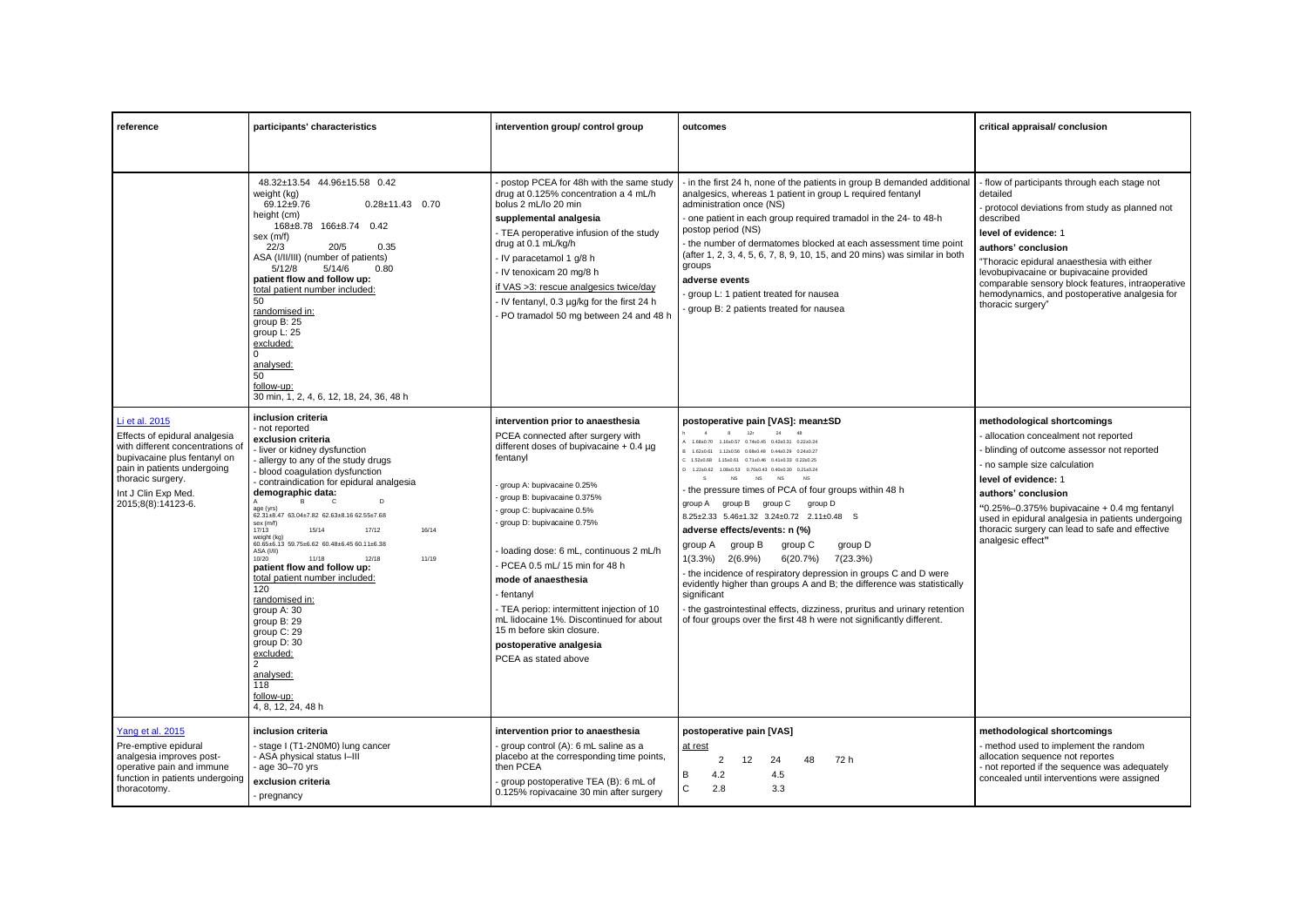| reference | participants' characteristics | intervention group/ control group | outcomes | critical appraisal/ conclusion |
|---|---|---|---|---|
| | 48.32±13.54 44.96±15.58 0.42<br>weight (kg)<br>69.12±9.76 0.28±11.43 0.70<br>height (cm)<br>168±8.78 166±8.74 0.42<br>sex (m/f)<br>22/3 20/5 0.35<br>ASA (I/II/III) (number of patients)<br>5/12/8 5/14/6 0.80<br>**patient flow and follow up:**<br>total patient number included:<br>50<br>randomised in:<br>group B: 25<br>group L: 25<br>excluded:<br>0<br>analysed:<br>50<br>follow-up:<br>30 min, 1, 2, 4, 6, 12, 18, 24, 36, 48 h | - postop PCEA for 48h with the same study drug at 0.125% concentration a 4 mL/h bolus 2 mL/lo 20 min<br>**supplemental analgesia**<br>- TEA peroperative infusion of the study drug at 0.1 mL/kg/h<br>- IV paracetamol 1 g/8 h<br>- IV tenoxicam 20 mg/8 h<br>if VAS >3: rescue analgesics twice/day<br>- IV fentanyl, 0.3 µg/kg for the first 24 h<br>- PO tramadol 50 mg between 24 and 48 h | - in the first 24 h, none of the patients in group B demanded additional analgesics, whereas 1 patient in group L required fentanyl administration once (NS)<br>- one patient in each group required tramadol in the 24- to 48-h postop period (NS)<br>- the number of dermatomes blocked at each assessment time point (after 1, 2, 3, 4, 5, 6, 7, 8, 9, 10, 15, and 20 mins) was similar in both groups<br>**adverse events**<br>- group L: 1 patient treated for nausea<br>- group B: 2 patients treated for nausea | - flow of participants through each stage not detailed<br>- protocol deviations from study as planned not described<br>**level of evidence:** 1<br>**authors' conclusion**<br>"Thoracic epidural anaesthesia with either levobupivacaine or bupivacaine provided comparable sensory block features, intraoperative hemodynamics, and postoperative analgesia for thoracic surgery" |
| Li et al. 2015<br>Effects of epidural analgesia with different concentrations of bupivacaine plus fentanyl on postoperative pain and immune function in patients undergoing thoracic surgery.<br>Int J Clin Exp Med. 2015;8(8):14123-6. | **inclusion criteria**<br>- not reported<br>**exclusion criteria**<br>- liver or kidney dysfunction<br>- allergy to any of the study drugs<br>- blood coagulation dysfunction<br>- contraindication for epidural analgesia<br>**demographic data:**<br>A B C D<br>age (yrs)<br>62.31±8.47 63.04±7.82 62.63±8.16 62.55±7.68<br>sex (m/f)<br>17/13 15/14 17/12 16/14<br>weight (kg)<br>60.65±6.13 59.75±6.62 60.48±6.45 60.11±6.38<br>ASA (I/II)<br>10/20 11/18 12/18 11/19<br>**patient flow and follow up:**<br>total patient number included:<br>120<br>randomised in:<br>group A: 30<br>group B: 29<br>group C: 29<br>group D: 30<br>excluded:<br>2<br>analysed:<br>118<br>follow-up:<br>4, 8, 12, 24, 48 h | **intervention prior to anaesthesia**<br>PCEA connected after surgery with different doses of bupivacaine + 0.4 µg fentanyl<br><br>- group A: bupivacaine 0.25%<br>- group B: bupivacaine 0.375%<br>- group C: bupivacaine 0.5%<br>- group D: bupivacaine 0.75%<br><br>- loading dose: 6 mL, continuous 2 mL/h<br>- PCEA 0.5 mL/ 15 min for 48 h<br>**mode of anaesthesia**<br>- fentanyl<br>- TEA periop: intermittent injection of 10 mL lidocaine 1%. Discontinued for about 15 m before skin closure.<br>**postoperative analgesia**<br>PCEA as stated above | **postoperative pain [VAS]: mean±SD**<br>h 4 8 12r 24 48<br>A 1.68±0.70 1.16±0.57 0.74±0.45 0.42±0.31 0.22±0.24<br>B 1.62±0.61 1.12±0.56 0.68±0.48 0.44±0.29 0.24±0.27<br>C 1.52±0.68 1.15±0.61 0.71±0.46 0.41±0.33 0.22±0.25<br>D 1.22±0.62 1.08±0.53 0.70±0.43 0.40±0.30 0.21±0.24<br>S NS NS NS NS<br>- the pressure times of PCA of four groups within 48 h<br>group A group B group C group D<br>8.25±2.33 5.46±1.32 3.24±0.72 2.11±0.48 S<br>**adverse effects/events: n (%)**<br>group A group B group C group D<br>1(3.3%) 2(6.9%) 6(20.7%) 7(23.3%)<br>- the incidence of respiratory depression in groups C and D were evidently higher than groups A and B; the difference was statistically significant<br>- the gastrointestinal effects, dizziness, pruritus and urinary retention of four groups over the first 48 h were not significantly different. | **methodological shortcomings**<br>- allocation concealment not reported<br>- blinding of outcome assessor not reported<br>- no sample size calculation<br>**level of evidence:** 1<br>**authors' conclusion**<br>"0.25%–0.375% bupivacaine + 0.4 mg fentanyl used in epidural analgesia in patients undergoing thoracic surgery can lead to safe and effective analgesic effect" |
| Yang et al. 2015<br>Pre-emptive epidural analgesia improves post-operative pain and immune function in patients undergoing thoracotomy. | **inclusion criteria**<br>- stage I (T1-2N0M0) lung cancer<br>- ASA physical status I–III<br>- age 30–70 yrs<br>**exclusion criteria**<br>- pregnancy | **intervention prior to anaesthesia**<br>- group control (A): 6 mL saline as a placebo at the corresponding time points, then PCEA<br>- group postoperative TEA (B): 6 mL of 0.125% ropivacaine 30 min after surgery | **postoperative pain [VAS]**<br>at rest<br>2 12 24 48 72 h<br>B 4.2 4.5<br>C 2.8 3.3 | **methodological shortcomings**<br>- method used to implement the random allocation sequence not reportes<br>- not reported if the sequence was adequately concealed until interventions were assigned |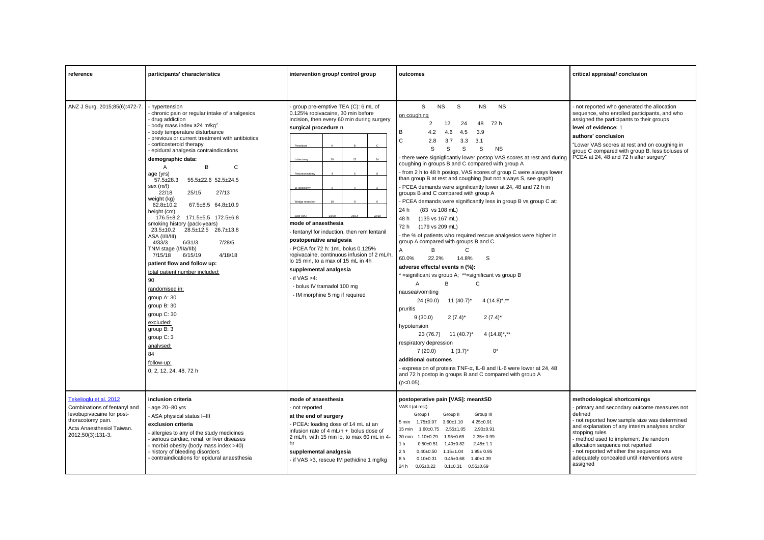| reference | participants' characteristics | intervention group/ control group | outcomes | critical appraisal/ conclusion |
|---|---|---|---|---|
| ANZ J Surg. 2015;85(6):472-7. | - hypertension<br>- chronic pain or regular intake of analgesics<br>- drug addiction<br>- body mass index ≥24 m/kg$^2$<br>- body temperature disturbance<br>- previous or current treatment with antibiotics<br>- corticosteroid therapy<br>- epidural analgesia contraindications<br>**demographic data:**<br>A B C<br>age (yrs)<br>57.5±28.3 55.5±22.6 52.5±24.5<br>sex (m/f)<br>22/18 25/15 27/13<br>weight (kg)<br>62.8±10.2 67.5±8.5 64.8±10.9<br>height (cm)<br>176.5±8.2 171.5±5.5 172.5±6.8<br>smoking history (pack-years)<br>23.5±10.2 28.5±12.5 26.7±13.8<br>ASA (I/II/III)<br>4/33/3 6/31/3 7/28/5<br>TNM stage (I/IIa/IIb)<br>7/15/18 6/15/19 4/18/18<br>**patient flow and follow up:**<br>total patient number included:<br>90<br>randomised in:<br>group A: 30<br>group B: 30<br>group C: 30<br>excluded:<br>group B: 3<br>group C: 3<br>analysed:<br>84<br>follow-up:<br>0, 2, 12, 24, 48, 72 h | - group pre-emptive TEA (C): 6 mL of 0.125% ropivacaine, 30 min before incision, then every 60 min during surgery<br>**surgical procedure n**<br>Procedure / A / B / C<br>Lobectomy / 20 / 22 / 24<br>Pneumonectomy / 4 / 6 / 8<br>Bi-lobectomy / 6 / 4 / 2<br>Wedge resection / 10 / 8 / 6<br>Side (R/L) / 20/20 / 26/14 / 22/18<br>**mode of anaesthesia**<br>- fentanyl for induction, then remifentanil<br>**postoperative analgesia**<br>- PCEA for 72 h: 1mL bolus 0.125% ropivacaine, continuous infusion of 2 mL/h, lo 15 min, to a max of 15 mL in 4h<br>**supplemental analgesia**<br>- if VAS >4:<br>- bolus IV tramadol 100 mg<br>- IM morphine 5 mg if required | S NS S NS NS<br>on coughing<br>2 12 24 48 72 h<br>B 4.2 4.6 4.5 3.9<br>C 2.8 3.7 3.3 3.1<br>S S S S NS<br>- there were signigficantly lower postop VAS scores at rest and during coughing in groups B and C compared with group A<br>- from 2 h to 48 h postop, VAS scores of group C were always lower than group B at rest and coughing (but not always S, see graph)<br>- PCEA demands were significantly lower at 24, 48 and 72 h in groups B and C compared with group A<br>- PCEA demands were significantly less in group B vs group C at:<br>24 h (83 vs 108 mL)<br>48 h (135 vs 167 mL)<br>72 h (179 vs 209 mL)<br>- the % of patients who required rescue analgesics were higher in group A compared with groups B and C.<br>A B C<br>60.0% 22.2% 14.8% S<br>**adverse effects/ events n (%):**<br>* =significant vs group A; **=significant vs group B<br>A B C<br>nausea/vomiting<br>24 (80.0) 11 (40.7)* 4 (14.8)*,**<br>pruritis<br>9 (30.0) 2 (7.4)* 2 (7.4)*<br>hypotension<br>23 (76.7) 11 (40.7)* 4 (14.8)*,**<br>respiratory depression<br>7 (20.0) 1 (3.7)* 0*<br>**additional outcomes**<br>- expression of proteins TNF-α, IL-8 and IL-6 were lower at 24, 48 and 72 h postop in groups B and C compared with group A ($p<0.05$). | - not reported who generated the allocation sequence, who enrolled participants, and who assigned the participants to their groups<br>**level of evidence:** 1<br>**authors' conclusion**<br>"Lower VAS scores at rest and on coughing in group C compared with group B, less boluses of PCEA at 24, 48 and 72 h after surgery" |
| Tekelioglu et al. 2012<br>Combinations of fentanyl and levobupivacaine for post-thoracotomy pain.<br>Acta Anaesthesiol Taiwan. 2012;50(3):131-3. | **inclusion criteria**<br>- age 20–80 yrs<br>- ASA physical status I–III<br>**exclusion criteria**<br>- allergies to any of the study medicines<br>- serious cardiac, renal, or liver diseases<br>- morbid obesity (body mass index >40)<br>- history of bleeding disorders<br>- contraindications for epidural anaesthesia | **mode of anaesthesia**<br>- not reported<br>**at the end of surgery**<br>- PCEA: loading dose of 14 mL at an infusion rate of 4 mL/h + bolus dose of 2 mL/h, with 15 min lo, to max 60 mL in 4-hr<br>**supplemental analgesia**<br>- if VAS >3, rescue IM pethidine 1 mg/kg | **postoperative pain [VAS]: mean±SD**<br>VAS I (at rest)<br>Group I Group II Group III<br>5 min 1.75±0.97 3.60±1.10 4.25±0.91<br>15 min 1.60±0.75 2.55±1.05 2.90±0.91<br>30 min 1.10±0.79 1.95±0.69 2.35± 0.99<br>1 h 0.50±0.51 1.40±0.82 2.45± 1.1<br>2 h 0.40±0.50 1.15±1.04 1.95± 0.95<br>8 h 0.10±0.31 0.45±0.68 1.40±1.39<br>24 h 0.05±0.22 0.1±0.31 0.55±0.69 | **methodological shortcomings**<br>- primary and secondary outcome measures not defined<br>- not reported how sample size was determined and explanation of any interim analyses and/or stopping rules<br>- method used to implement the random allocation sequence not reported<br>- not reported whether the sequence was adequately concealed until interventions were assigned |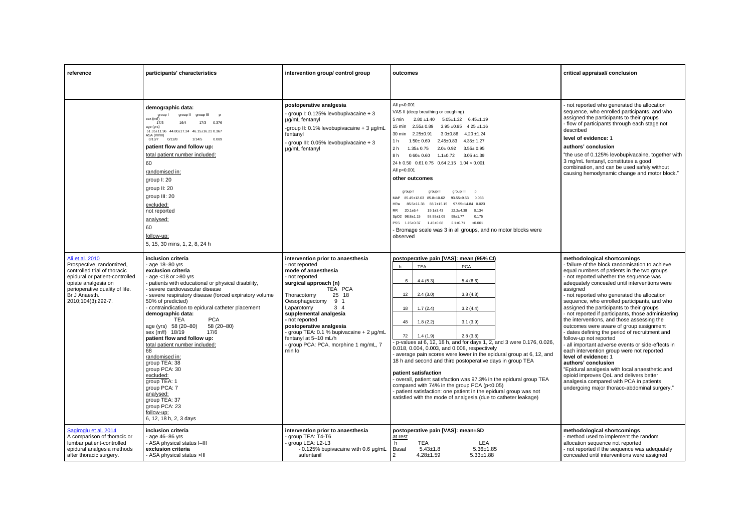| reference | participants' characteristics | intervention group/ control group | outcomes | critical appraisal/ conclusion |
|---|---|---|---|---|
| | **demographic data:**<br>group I group II group III p<br>sex (m/f) 17/3 16/4 17/3 0.376<br>age (yrs) 51.35±11.96 44.80±17.24 46.15±16.21 0.367<br>ASA (I/II/III) 0/13/7 0/12/8 1/14/5 0.089<br>**patient flow and follow up:**<br>total patient number included:<br>60<br>randomised in:<br>group I: 20<br>group II: 20<br>group III: 20<br>excluded:<br>not reported<br>analysed:<br>60<br>follow-up:<br>5, 15, 30 mins, 1, 2, 8, 24 h | **postoperative analgesia**<br>- group I: 0.125% levobupivacaine + 3 µg/mL fentanyl<br>-group II: 0.1% levobupivacaine + 3 µg/mL fentanyl<br>- group III: 0.05% levobupivacaine + 3 µg/mL fentanyl | All p<0.001<br>VAS II (deep breathing or coughing)<br>5 min 2.80 ±1.40 5.05±1.32 6.45±1.19<br>15 min 2.55± 0.89 3.95 ±0.95 4.25 ±1.16<br>30 min 2.25±0.91 3.0±0.86 4.20 ±1.24<br>1 h 1.50± 0.69 2.45±0.83 4.35± 1.27<br>2 h 1.35± 0.75 2.0± 0.92 3.55± 0.95<br>8 h 0.60± 0.60 1.1±0.72 3.05 ±1.39<br>24 h 0.50 0.61 0.75 0.64 2.15 1.04 < 0.001<br>All p<0.001<br>**other outcomes**<br>group I group II group III p<br>MAP 85.45±12.03 85.8±10.62 93.55±9.53 0.033<br>HRa 85.5±11.38 88.7±15.15 97.55±14.84 0.023<br>RR 20.1±6.4 19.1±3.43 22.2±4.38 0.134<br>SpO2 98.8±1.15 98.55±1.05 98±1.77 0.175<br>PSS 1.15±0.37 1.45±0.68 2.1±0.71 <0.001<br>- Bromage scale was 3 in all groups, and no motor blocks were observed | - not reported who generated the allocation sequence, who enrolled participants, and who assigned the participants to their groups<br>- flow of participants through each stage not described<br>**level of evidence:** 1<br>**authors' conclusion**<br>"the use of 0.125% levobupivacaine, together with 3 mg/mL fentanyl, constitutes a good combination, and can be used safely without causing hemodynamic change and motor block." |
| Ali et al. 2010<br>Prospective, randomized, controlled trial of thoracic epidural or patient-controlled opiate analgesia on perioperative quality of life. Br J Anaesth. 2010;104(3):292-7. | **inclusion criteria**<br>- age 18–80 yrs<br>**exclusion criteria**<br>- age <18 or >80 yrs<br>- patients with educational or physical disability,<br>- severe cardiovascular disease<br>- severe respiratory disease (forced expiratory volume 50% of predicted)<br>- contraindication to epidural catheter placement<br>**demographic data:**<br>TEA PCA<br>age (yrs) 58 (20–80) 58 (20–80)<br>sex (m/f) 18/19 17/6<br>**patient flow and follow up:**<br>total patient number included:<br>68<br>randomised in:<br>group TEA: 38<br>group PCA: 30<br>excluded:<br>group TEA: 1<br>group PCA: 7<br>analysed:<br>group TEA: 37<br>group PCA: 23<br>follow-up:<br>6, 12, 18 h, 2, 3 days | **intervention prior to anaesthesia**<br>- not reported<br>**mode of anaesthesia**<br>- not reported<br>**surgical approach (n)**<br>TEA PCA<br>Thoracotomy 25 18<br>Oesophagectomy 9 1<br>Laparotomy 3 4<br>**supplemental analgesia**<br>**-** not reported<br>**postoperative analgesia**<br>- group TEA: 0.1 % bupivacaine + 2 µg/mL fentanyl at 5–10 mL/h<br>- group PCA: PCA, morphine 1 mg/mL, 7 min lo | **postoperative pain [VAS]: mean (95% CI)**<br>h / TEA / PCA<br>6 / 4.4 (5.3) / 5.4 (6.6)<br>12 / 2.4 (3.0) / 3.8 (4.8)<br>18 / 1.7 (2.4) / 3.2 (4.4)<br>48 / 1.8 (2.2) / 3.1 (3.9)<br>72 / 1.4 (1.9) / 2.8 (3.8)<br>- p-values at 6, 12, 18 h, and for days 1, 2, and 3 were 0.176, 0.026, 0.018, 0.004, 0.003, and 0.008, respectively<br>- average pain scores were lower in the epidural group at 6, 12, and 18 h and second and third postoperative days in group TEA<br>**patient satisfaction**<br>- overall, patient satisfaction was 97.3% in the epidural group TEA compared with 74% in the group PCA (p<0.05)<br>- patient satisfaction: one patient in the epidural group was not satisfied with the mode of analgesia (due to catheter leakage) | **methodological shortcomings**<br>- failure of the block randomisation to achieve equal numbers of patients in the two groups<br>- not reported whether the sequence was adequately concealed until interventions were assigned<br>- not reported who generated the allocation sequence, who enrolled participants, and who assigned the participants to their groups<br>- not reported if participants, those administering the interventions, and those assessing the outcomes were aware of group assignment<br>- dates defining the period of recruitment and follow-up not reported<br>- all important adverse events or side-effects in each intervention group were not reported<br>**level of evidence:** 1<br>**authors' conclusion**<br>"Epidural analgesia with local anaesthetic and opioid improves QoL and delivers better analgesia compared with PCA in patients undergoing major thoraco-abdominal surgery." |
| Sagiroglu et al. 2014<br>A comparison of thoracic or lumbar patient-controlled epidural analgesia methods after thoracic surgery. | **inclusion criteria**<br>- age 46–86 yrs<br>- ASA physical status I–III<br>**exclusion criteria**<br>- ASA physical status >III | **intervention prior to anaesthesia**<br>- group TEA: T4-T6<br>- group LEA: L2-L3<br>- 0.125% bupivacaine with 0.6 µg/mL sufentanil | **postoperative pain [VAS]: mean±SD**<br>at rest<br>h / TEA / LEA<br>Basal / 5.43±1.8 / 5.36±1.85<br>2 / 4.28±1.59 / 5.33±1.88 | **methodological shortcomings**<br>- method used to implement the random allocation sequence not reported<br>- not reported if the sequence was adequately concealed until interventions were assigned |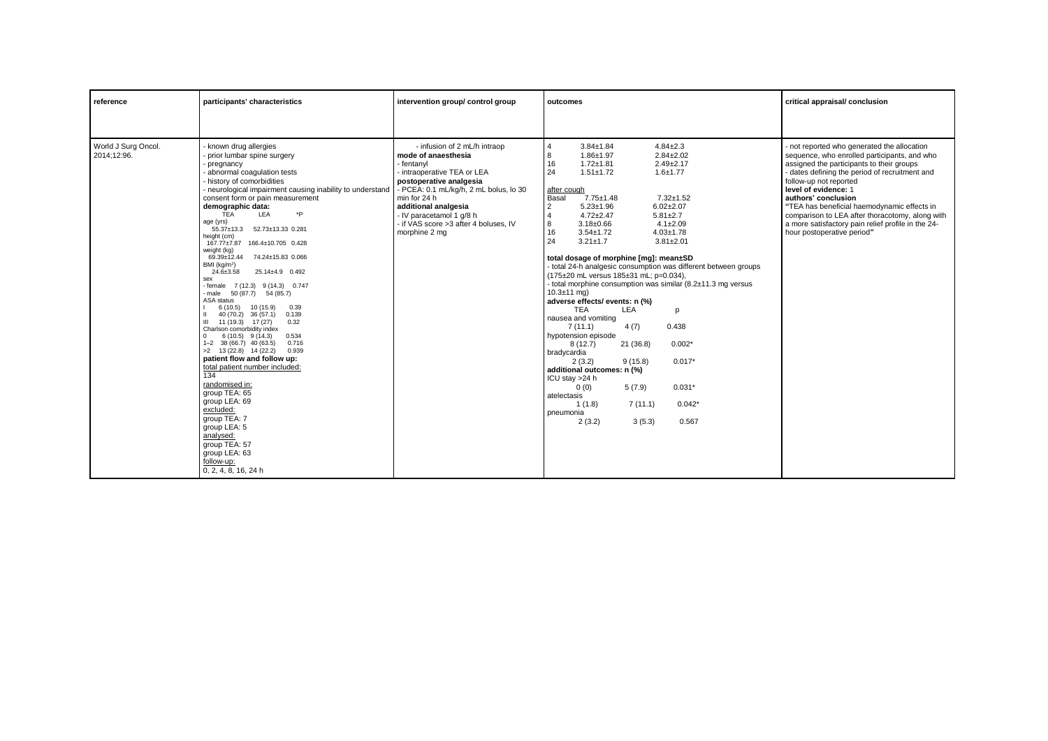| reference | participants' characteristics | intervention group/ control group | outcomes | critical appraisal/ conclusion |
|---|---|---|---|---|
| World J Surg Oncol. 2014;12:96. | - known drug allergies<br>- prior lumbar spine surgery<br>- pregnancy<br>- abnormal coagulation tests<br>- history of comorbidities<br>- neurological impairment causing inability to understand consent form or pain measurement<br>**demographic data:**<br>TEA LEA *P<br>age (yrs)<br>55.37±13.3 52.73±13.33 0.281<br>height (cm)<br>167.77±7.87 166.4±10.705 0.428<br>weight (kg)<br>69.39±12.44 74.24±15.83 0.066<br>BMI (kg/m$^2$)<br>24.6±3.58 25.14±4.9 0.492<br>sex<br>- female 7 (12.3) 9 (14.3) 0.747<br>- male 50 (87.7) 54 (85.7)<br>ASA status<br>I 6 (10.5) 10 (15.9) 0.39<br>II 40 (70.2) 36 (57.1) 0.139<br>III 11 (19.3) 17 (27) 0.32<br>Charlson comorbidity index<br>0 6 (10.5) 9 (14.3) 0.534<br>1–2 38 (66.7) 40 (63.5) 0.716<br>>2 13 (22.8) 14 (22.2) 0.939<br>**patient flow and follow up:**<br>total patient number included:<br>134<br>randomised in:<br>group TEA: 65<br>group LEA: 69<br>excluded:<br>group TEA: 7<br>group LEA: 5<br>analysed:<br>group TEA: 57<br>group LEA: 63<br>follow-up:<br>0, 2, 4, 8, 16, 24 h | - infusion of 2 mL/h intraop<br>**mode of anaesthesia**<br>- fentanyl<br>- intraoperative TEA or LEA<br>**postoperative analgesia**<br>- PCEA: 0.1 mL/kg/h, 2 mL bolus, lo 30 min for 24 h<br>**additional analgesia**<br>- IV paracetamol 1 g/8 h<br>- if VAS score >3 after 4 boluses, IV morphine 2 mg | 4 3.84±1.84 4.84±2.3<br>8 1.86±1.97 2.84±2.02<br>16 1.72±1.81 2.49±2.17<br>24 1.51±1.72 1.6±1.77<br><br>after cough<br>Basal 7.75±1.48 7.32±1.52<br>2 5.23±1.96 6.02±2.07<br>4 4.72±2.47 5.81±2.7<br>8 3.18±0.66 4.1±2.09<br>16 3.54±1.72 4.03±1.78<br>24 3.21±1.7 3.81±2.01<br><br>**total dosage of morphine [mg]: mean±SD**<br>- total 24-h analgesic consumption was different between groups (175±20 mL versus 185±31 mL; p=0.034),<br>- total morphine consumption was similar (8.2±11.3 mg versus 10.3±11 mg)<br>**adverse effects/ events: n (%)**<br>TEA LEA p<br>nausea and vomiting<br>7 (11.1) 4 (7) 0.438<br>hypotension episode<br>8 (12.7) 21 (36.8) 0.002*<br>bradycardia<br>2 (3.2) 9 (15.8) 0.017*<br>**additional outcomes: n (%)**<br>ICU stay >24 h<br>0 (0) 5 (7.9) 0.031*<br>atelectasis<br>1 (1.8) 7 (11.1) 0.042*<br>pneumonia<br>2 (3.2) 3 (5.3) 0.567 | - not reported who generated the allocation sequence, who enrolled participants, and who assigned the participants to their groups<br>- dates defining the period of recruitment and follow-up not reported<br>**level of evidence:** 1<br>**authors' conclusion**<br>**"**TEA has beneficial haemodynamic effects in comparison to LEA after thoracotomy, along with a more satisfactory pain relief profile in the 24-hour postoperative period**"** |